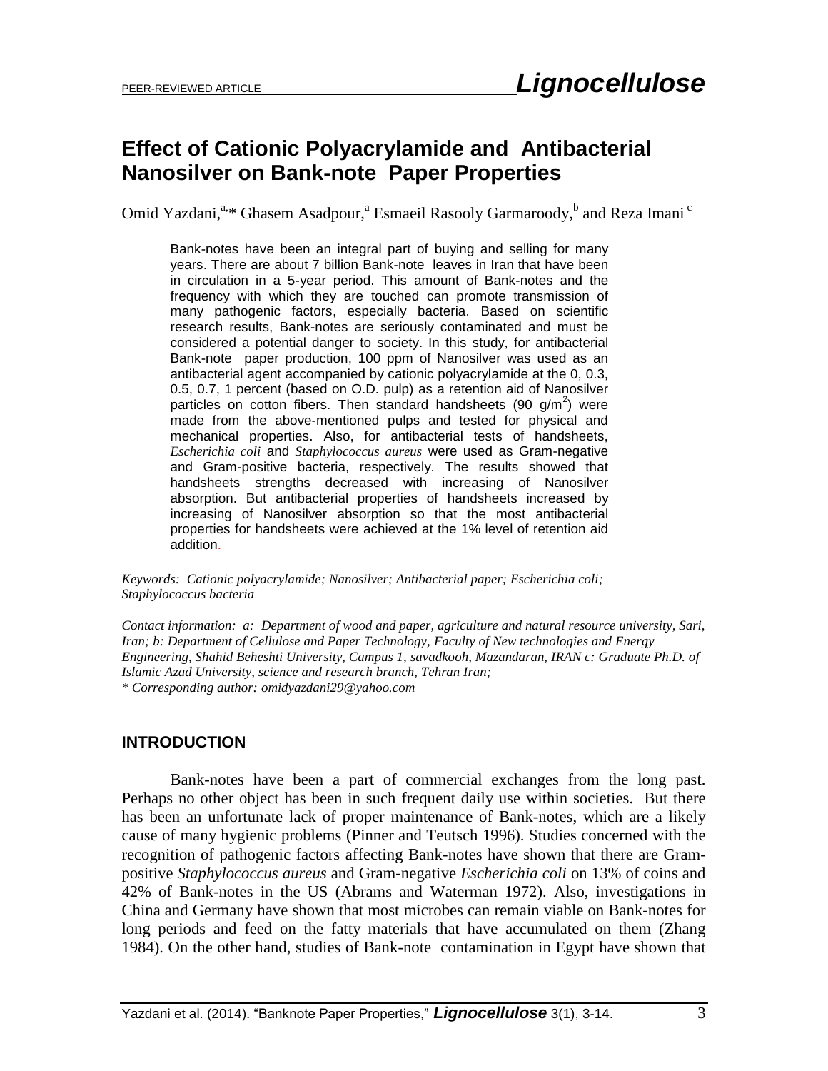PEER-REVIEWED ARTICLE

# Effect of Cationic Polyacrylamide and Antibacterial Nanosilver on Bank-note Paper Properties

Omid Yazdani,[a,]* Ghasem Asadpour,[a] Esmaeil Rasooly Garmaroody,[b] and Reza Imani [c]

Bank-notes have been an integral part of buying and selling for many years. There are about 7 billion Bank-note leaves in Iran that have been in circulation in a 5-year period. This amount of Bank-notes and the frequency with which they are touched can promote transmission of many pathogenic factors, especially bacteria. Based on scientific research results, Bank-notes are seriously contaminated and must be considered a potential danger to society. In this study, for antibacterial Bank-note paper production, 100 ppm of Nanosilver was used as an antibacterial agent accompanied by cationic polyacrylamide at the 0, 0.3, 0.5, 0.7, 1 percent (based on O.D. pulp) as a retention aid of Nanosilver particles on cotton fibers. Then standard handsheets (90 g/m$^2$) were made from the above-mentioned pulps and tested for physical and mechanical properties. Also, for antibacterial tests of handsheets, *Escherichia coli* and *Staphylococcus aureus* were used as Gram-negative and Gram-positive bacteria, respectively. The results showed that handsheets strengths decreased with increasing of Nanosilver absorption. But antibacterial properties of handsheets increased by increasing of Nanosilver absorption so that the most antibacterial properties for handsheets were achieved at the 1% level of retention aid addition.

*Keywords: Cationic polyacrylamide; Nanosilver; Antibacterial paper; Escherichia coli; Staphylococcus bacteria*

*Contact information: a: Department of wood and paper, agriculture and natural resource university, Sari, Iran; b: Department of Cellulose and Paper Technology, Faculty of New technologies and Energy Engineering, Shahid Beheshti University, Campus 1, savadkooh, Mazandaran, IRAN c: Graduate Ph.D. of Islamic Azad University, science and research branch, Tehran Iran;*
*\* Corresponding author: omidyazdani29@yahoo.com*

## INTRODUCTION

Bank-notes have been a part of commercial exchanges from the long past. Perhaps no other object has been in such frequent daily use within societies. But there has been an unfortunate lack of proper maintenance of Bank-notes, which are a likely cause of many hygienic problems (Pinner and Teutsch 1996). Studies concerned with the recognition of pathogenic factors affecting Bank-notes have shown that there are Gram-positive *Staphylococcus aureus* and Gram-negative *Escherichia coli* on 13% of coins and 42% of Bank-notes in the US (Abrams and Waterman 1972). Also, investigations in China and Germany have shown that most microbes can remain viable on Bank-notes for long periods and feed on the fatty materials that have accumulated on them (Zhang 1984). On the other hand, studies of Bank-note contamination in Egypt have shown that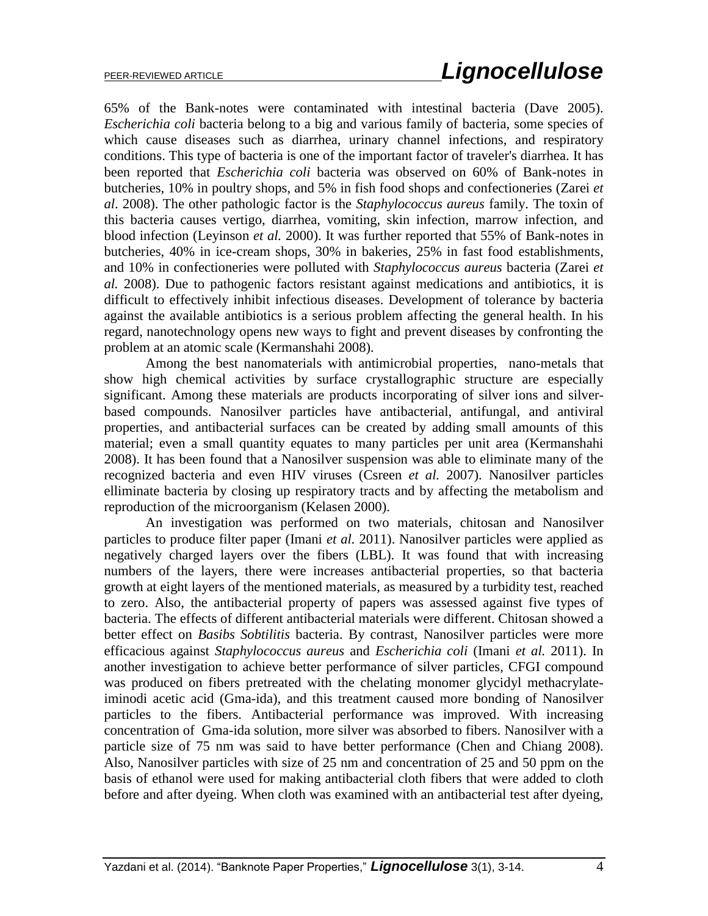65% of the Bank-notes were contaminated with intestinal bacteria (Dave 2005). *Escherichia coli* bacteria belong to a big and various family of bacteria, some species of which cause diseases such as diarrhea, urinary channel infections, and respiratory conditions. This type of bacteria is one of the important factor of traveler's diarrhea. It has been reported that *Escherichia coli* bacteria was observed on 60% of Bank-notes in butcheries, 10% in poultry shops, and 5% in fish food shops and confectioneries (Zarei *et al*. 2008). The other pathologic factor is the *Staphylococcus aureus* family. The toxin of this bacteria causes vertigo, diarrhea, vomiting, skin infection, marrow infection, and blood infection (Leyinson *et al.* 2000). It was further reported that 55% of Bank-notes in butcheries, 40% in ice-cream shops, 30% in bakeries, 25% in fast food establishments, and 10% in confectioneries were polluted with *Staphylococcus aureus* bacteria (Zarei *et al.* 2008). Due to pathogenic factors resistant against medications and antibiotics, it is difficult to effectively inhibit infectious diseases. Development of tolerance by bacteria against the available antibiotics is a serious problem affecting the general health. In his regard, nanotechnology opens new ways to fight and prevent diseases by confronting the problem at an atomic scale (Kermanshahi 2008).

Among the best nanomaterials with antimicrobial properties, nano-metals that show high chemical activities by surface crystallographic structure are especially significant. Among these materials are products incorporating of silver ions and silver-based compounds. Nanosilver particles have antibacterial, antifungal, and antiviral properties, and antibacterial surfaces can be created by adding small amounts of this material; even a small quantity equates to many particles per unit area (Kermanshahi 2008). It has been found that a Nanosilver suspension was able to eliminate many of the recognized bacteria and even HIV viruses (Csreen *et al.* 2007). Nanosilver particles elliminate bacteria by closing up respiratory tracts and by affecting the metabolism and reproduction of the microorganism (Kelasen 2000).

An investigation was performed on two materials, chitosan and Nanosilver particles to produce filter paper (Imani *et al.* 2011). Nanosilver particles were applied as negatively charged layers over the fibers (LBL). It was found that with increasing numbers of the layers, there were increases antibacterial properties, so that bacteria growth at eight layers of the mentioned materials, as measured by a turbidity test, reached to zero. Also, the antibacterial property of papers was assessed against five types of bacteria. The effects of different antibacterial materials were different. Chitosan showed a better effect on *Basibs Sobtilitis* bacteria. By contrast, Nanosilver particles were more efficacious against *Staphylococcus aureus* and *Escherichia coli* (Imani *et al.* 2011). In another investigation to achieve better performance of silver particles, CFGI compound was produced on fibers pretreated with the chelating monomer glycidyl methacrylate-iminodi acetic acid (Gma-ida), and this treatment caused more bonding of Nanosilver particles to the fibers. Antibacterial performance was improved. With increasing concentration of Gma-ida solution, more silver was absorbed to fibers. Nanosilver with a particle size of 75 nm was said to have better performance (Chen and Chiang 2008). Also, Nanosilver particles with size of 25 nm and concentration of 25 and 50 ppm on the basis of ethanol were used for making antibacterial cloth fibers that were added to cloth before and after dyeing. When cloth was examined with an antibacterial test after dyeing,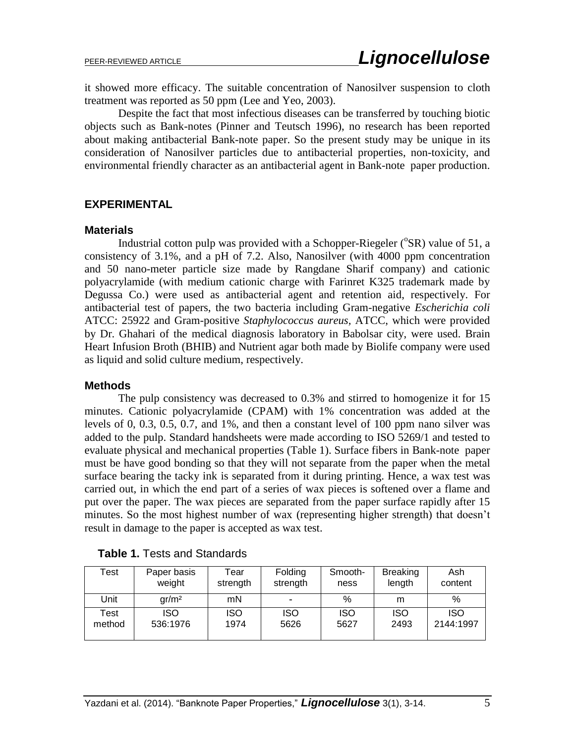it showed more efficacy. The suitable concentration of Nanosilver suspension to cloth treatment was reported as 50 ppm (Lee and Yeo, 2003).

Despite the fact that most infectious diseases can be transferred by touching biotic objects such as Bank-notes (Pinner and Teutsch 1996), no research has been reported about making antibacterial Bank-note paper. So the present study may be unique in its consideration of Nanosilver particles due to antibacterial properties, non-toxicity, and environmental friendly character as an antibacterial agent in Bank-note paper production.

## EXPERIMENTAL

### Materials

Industrial cotton pulp was provided with a Schopper-Riegeler ($^{o}$SR) value of 51, a consistency of 3.1%, and a pH of 7.2. Also, Nanosilver (with 4000 ppm concentration and 50 nano-meter particle size made by Rangdane Sharif company) and cationic polyacrylamide (with medium cationic charge with Farinret K325 trademark made by Degussa Co.) were used as antibacterial agent and retention aid, respectively. For antibacterial test of papers, the two bacteria including Gram-negative *Escherichia coli* ATCC: 25922 and Gram-positive *Staphylococcus aureus*, ATCC, which were provided by Dr. Ghahari of the medical diagnosis laboratory in Babolsar city, were used. Brain Heart Infusion Broth (BHIB) and Nutrient agar both made by Biolife company were used as liquid and solid culture medium, respectively.

### Methods

The pulp consistency was decreased to 0.3% and stirred to homogenize it for 15 minutes. Cationic polyacrylamide (CPAM) with 1% concentration was added at the levels of 0, 0.3, 0.5, 0.7, and 1%, and then a constant level of 100 ppm nano silver was added to the pulp. Standard handsheets were made according to ISO 5269/1 and tested to evaluate physical and mechanical properties (Table 1). Surface fibers in Bank-note paper must be have good bonding so that they will not separate from the paper when the metal surface bearing the tacky ink is separated from it during printing. Hence, a wax test was carried out, in which the end part of a series of wax pieces is softened over a flame and put over the paper. The wax pieces are separated from the paper surface rapidly after 15 minutes. So the most highest number of wax (representing higher strength) that doesn't result in damage to the paper is accepted as wax test.

**Table 1.** Tests and Standards

| Test | Paper basis weight | Tear strength | Folding strength | Smooth-ness | Breaking length | Ash content |
|---|---|---|---|---|---|---|
| Unit | gr/m² | mN | - | % | m | % |
| Test method | ISO 536:1976 | ISO 1974 | ISO 5626 | ISO 5627 | ISO 2493 | ISO 2144:1997 |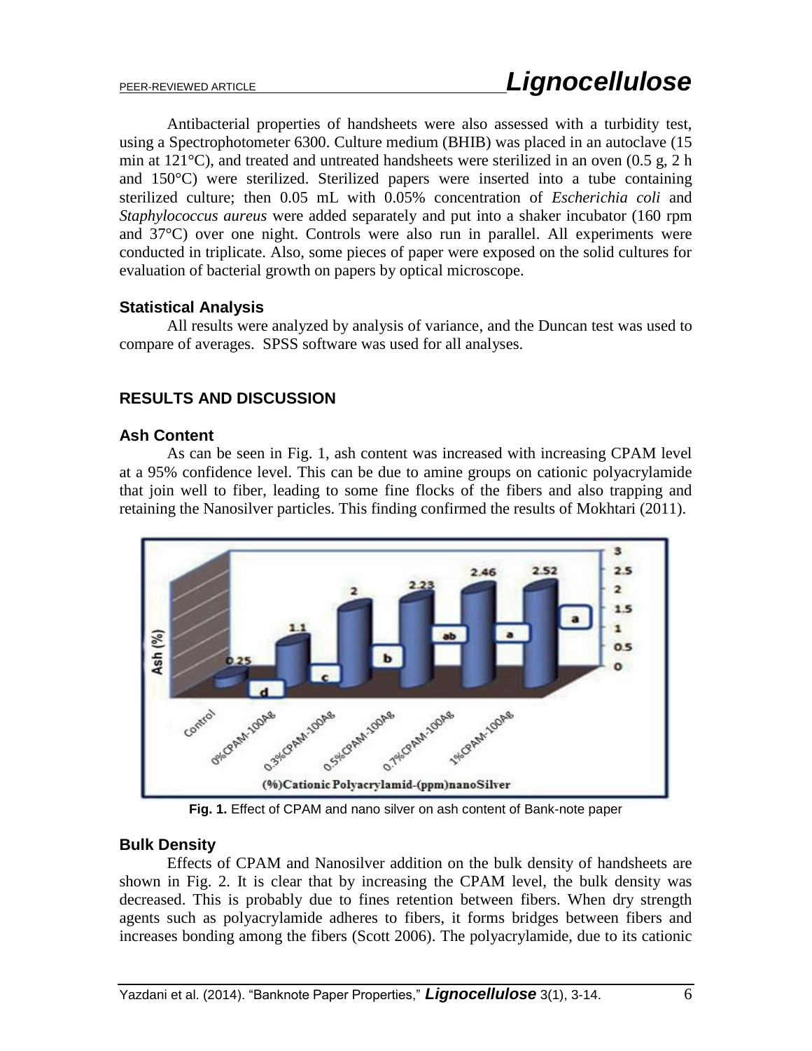Antibacterial properties of handsheets were also assessed with a turbidity test, using a Spectrophotometer 6300. Culture medium (BHIB) was placed in an autoclave (15 min at 121°C), and treated and untreated handsheets were sterilized in an oven (0.5 g, 2 h and 150°C) were sterilized. Sterilized papers were inserted into a tube containing sterilized culture; then 0.05 mL with 0.05% concentration of *Escherichia coli* and *Staphylococcus aureus* were added separately and put into a shaker incubator (160 rpm and 37°C) over one night. Controls were also run in parallel. All experiments were conducted in triplicate. Also, some pieces of paper were exposed on the solid cultures for evaluation of bacterial growth on papers by optical microscope.

### Statistical Analysis

All results were analyzed by analysis of variance, and the Duncan test was used to compare of averages. SPSS software was used for all analyses.

## RESULTS AND DISCUSSION

### Ash Content

As can be seen in Fig. 1, ash content was increased with increasing CPAM level at a 95% confidence level. This can be due to amine groups on cationic polyacrylamide that join well to fiber, leading to some fine flocks of the fibers and also trapping and retaining the Nanosilver particles. This finding confirmed the results of Mokhtari (2011).

**Fig. 1.** Effect of CPAM and nano silver on ash content of Bank-note paper

### Bulk Density

Effects of CPAM and Nanosilver addition on the bulk density of handsheets are shown in Fig. 2. It is clear that by increasing the CPAM level, the bulk density was decreased. This is probably due to fines retention between fibers. When dry strength agents such as polyacrylamide adheres to fibers, it forms bridges between fibers and increases bonding among the fibers (Scott 2006). The polyacrylamide, due to its cationic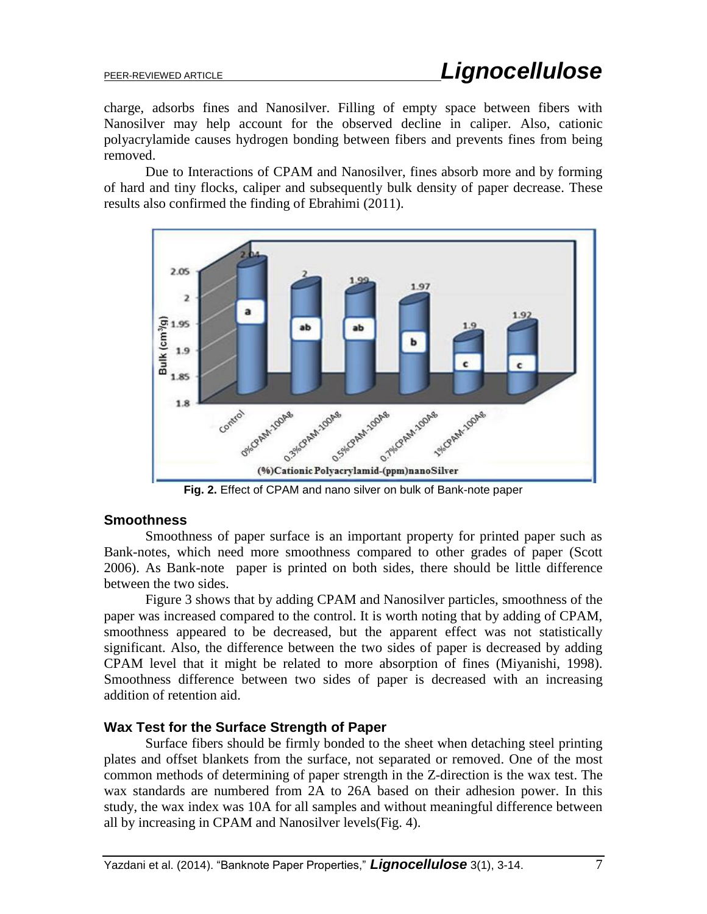charge, adsorbs fines and Nanosilver. Filling of empty space between fibers with Nanosilver may help account for the observed decline in caliper. Also, cationic polyacrylamide causes hydrogen bonding between fibers and prevents fines from being removed.

Due to Interactions of CPAM and Nanosilver, fines absorb more and by forming of hard and tiny flocks, caliper and subsequently bulk density of paper decrease. These results also confirmed the finding of Ebrahimi (2011).

**Fig. 2.** Effect of CPAM and nano silver on bulk of Bank-note paper

### Smoothness

Smoothness of paper surface is an important property for printed paper such as Bank-notes, which need more smoothness compared to other grades of paper (Scott 2006). As Bank-note paper is printed on both sides, there should be little difference between the two sides.

Figure 3 shows that by adding CPAM and Nanosilver particles, smoothness of the paper was increased compared to the control. It is worth noting that by adding of CPAM, smoothness appeared to be decreased, but the apparent effect was not statistically significant. Also, the difference between the two sides of paper is decreased by adding CPAM level that it might be related to more absorption of fines (Miyanishi, 1998). Smoothness difference between two sides of paper is decreased with an increasing addition of retention aid.

### Wax Test for the Surface Strength of Paper

Surface fibers should be firmly bonded to the sheet when detaching steel printing plates and offset blankets from the surface, not separated or removed. One of the most common methods of determining of paper strength in the Z-direction is the wax test. The wax standards are numbered from 2A to 26A based on their adhesion power. In this study, the wax index was 10A for all samples and without meaningful difference between all by increasing in CPAM and Nanosilver levels(Fig. 4).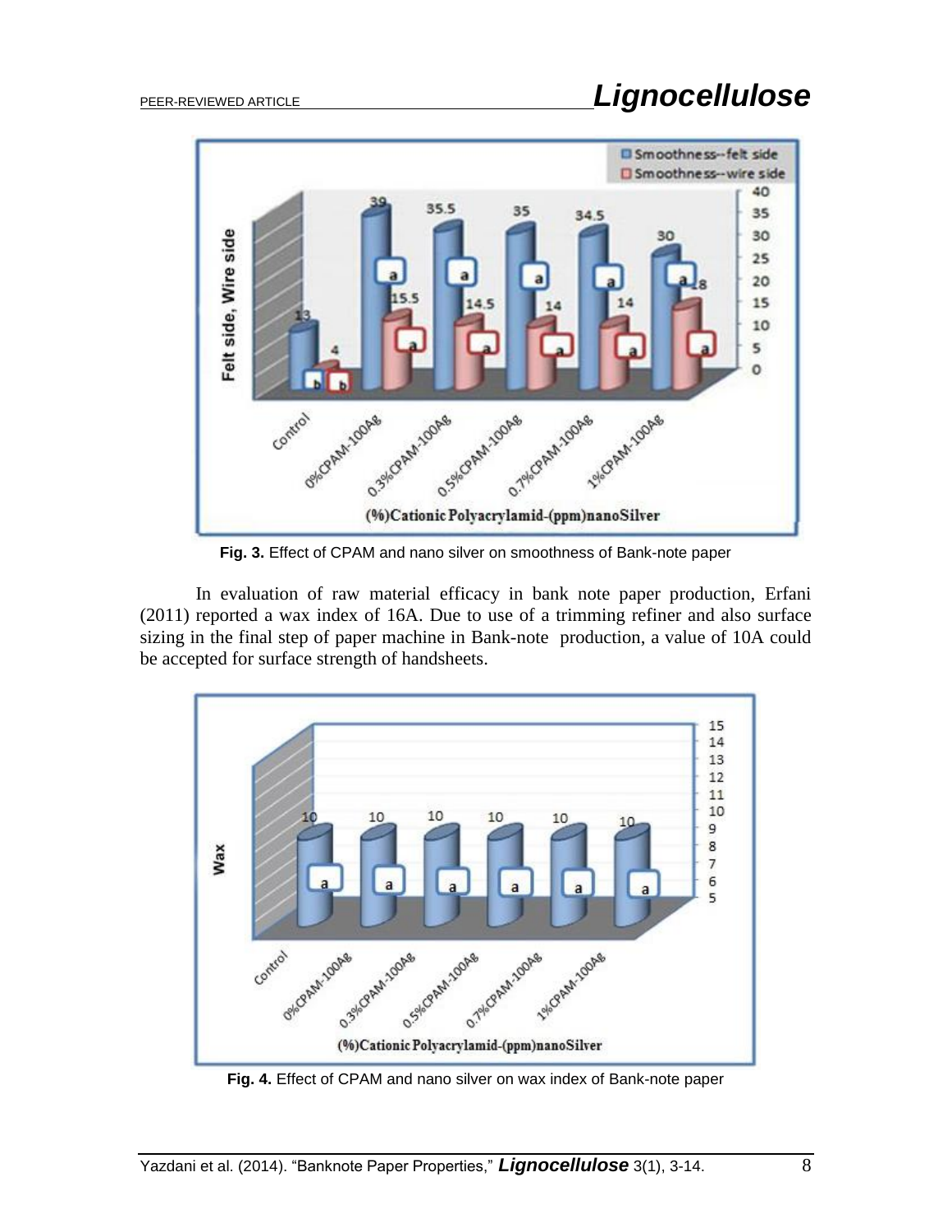Fig. 3. Effect of CPAM and nano silver on smoothness of Bank-note paper

In evaluation of raw material efficacy in bank note paper production, Erfani (2011) reported a wax index of 16A. Due to use of a trimming refiner and also surface sizing in the final step of paper machine in Bank-note production, a value of 10A could be accepted for surface strength of handsheets.

Fig. 4. Effect of CPAM and nano silver on wax index of Bank-note paper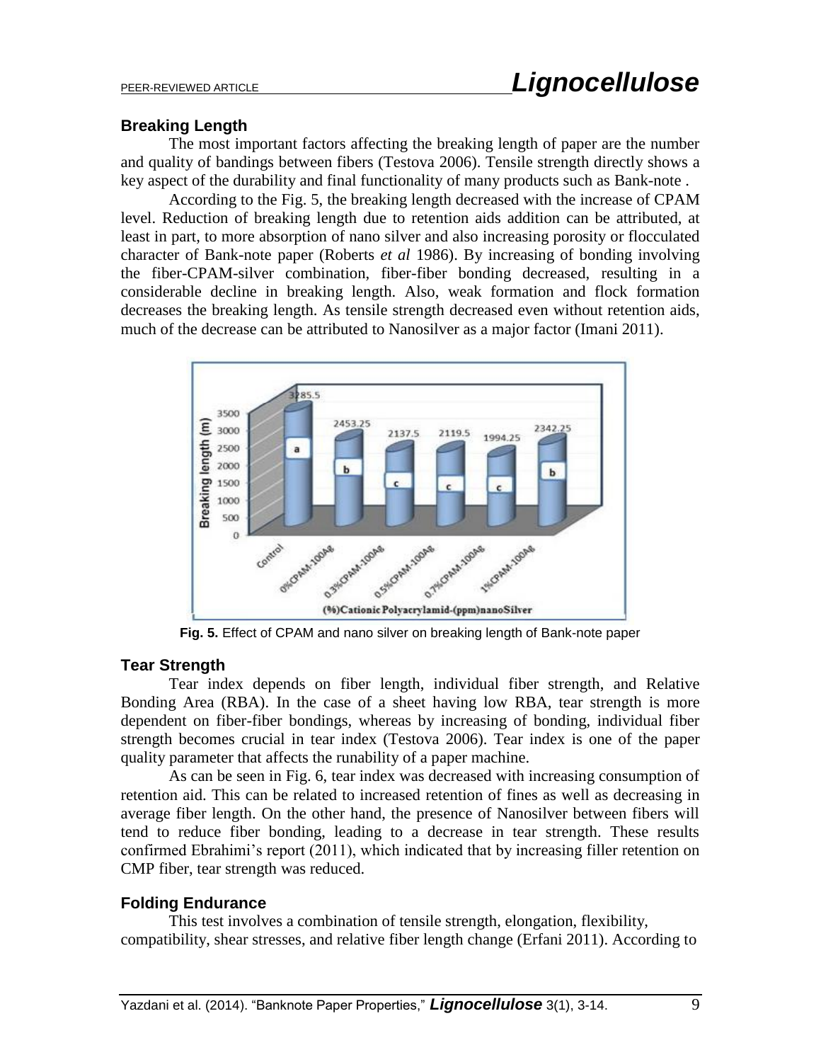## Breaking Length

The most important factors affecting the breaking length of paper are the number and quality of bandings between fibers (Testova 2006). Tensile strength directly shows a key aspect of the durability and final functionality of many products such as Bank-note .

According to the Fig. 5, the breaking length decreased with the increase of CPAM level. Reduction of breaking length due to retention aids addition can be attributed, at least in part, to more absorption of nano silver and also increasing porosity or flocculated character of Bank-note paper (Roberts *et al* 1986). By increasing of bonding involving the fiber-CPAM-silver combination, fiber-fiber bonding decreased, resulting in a considerable decline in breaking length. Also, weak formation and flock formation decreases the breaking length. As tensile strength decreased even without retention aids, much of the decrease can be attributed to Nanosilver as a major factor (Imani 2011).

**Fig. 5.** Effect of CPAM and nano silver on breaking length of Bank-note paper

## Tear Strength

Tear index depends on fiber length, individual fiber strength, and Relative Bonding Area (RBA). In the case of a sheet having low RBA, tear strength is more dependent on fiber-fiber bondings, whereas by increasing of bonding, individual fiber strength becomes crucial in tear index (Testova 2006). Tear index is one of the paper quality parameter that affects the runability of a paper machine.

As can be seen in Fig. 6, tear index was decreased with increasing consumption of retention aid. This can be related to increased retention of fines as well as decreasing in average fiber length. On the other hand, the presence of Nanosilver between fibers will tend to reduce fiber bonding, leading to a decrease in tear strength. These results confirmed Ebrahimi's report (2011), which indicated that by increasing filler retention on CMP fiber, tear strength was reduced.

## Folding Endurance

This test involves a combination of tensile strength, elongation, flexibility, compatibility, shear stresses, and relative fiber length change (Erfani 2011). According to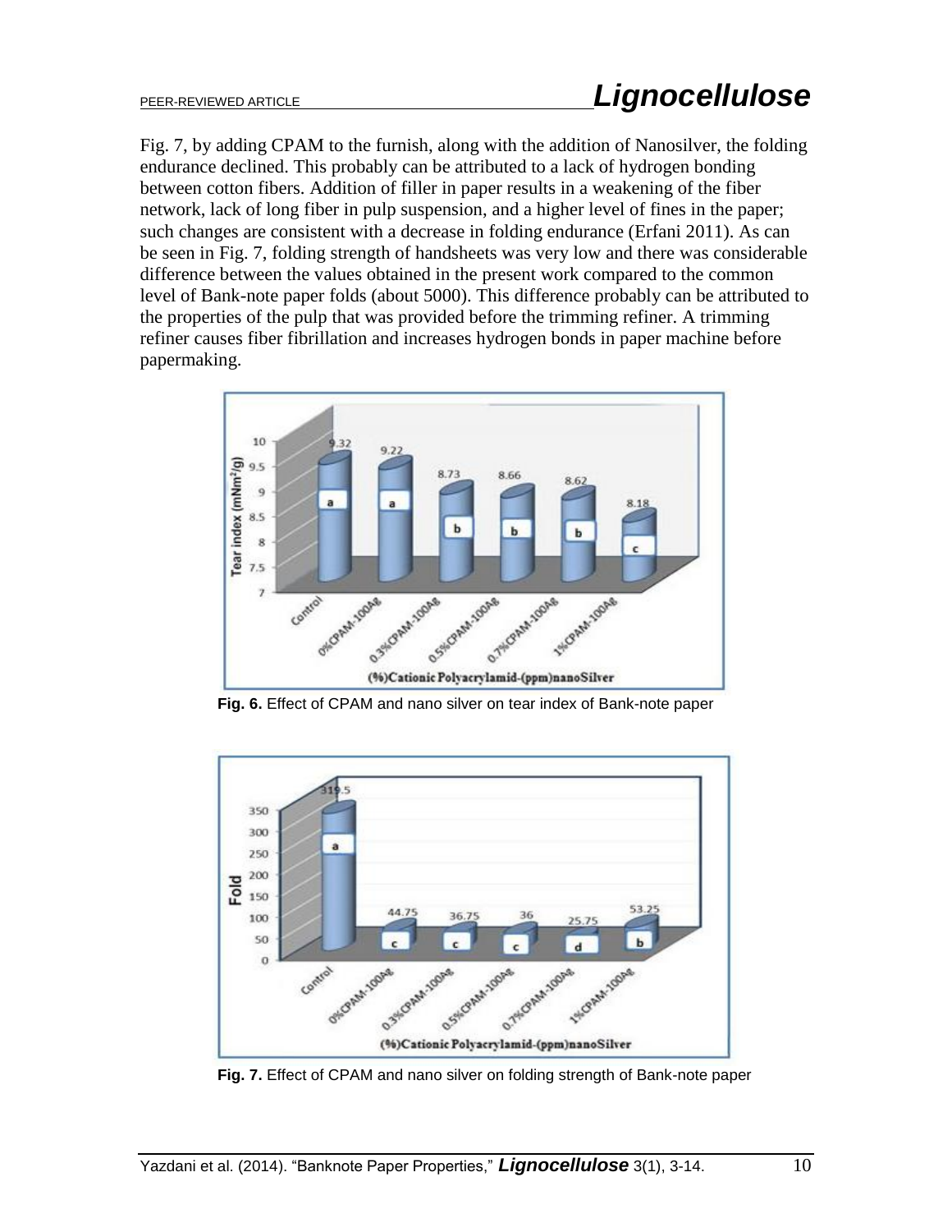Fig. 7, by adding CPAM to the furnish, along with the addition of Nanosilver, the folding endurance declined. This probably can be attributed to a lack of hydrogen bonding between cotton fibers. Addition of filler in paper results in a weakening of the fiber network, lack of long fiber in pulp suspension, and a higher level of fines in the paper; such changes are consistent with a decrease in folding endurance (Erfani 2011). As can be seen in Fig. 7, folding strength of handsheets was very low and there was considerable difference between the values obtained in the present work compared to the common level of Bank-note paper folds (about 5000). This difference probably can be attributed to the properties of the pulp that was provided before the trimming refiner. A trimming refiner causes fiber fibrillation and increases hydrogen bonds in paper machine before papermaking.

**Fig. 6.** Effect of CPAM and nano silver on tear index of Bank-note paper

**Fig. 7.** Effect of CPAM and nano silver on folding strength of Bank-note paper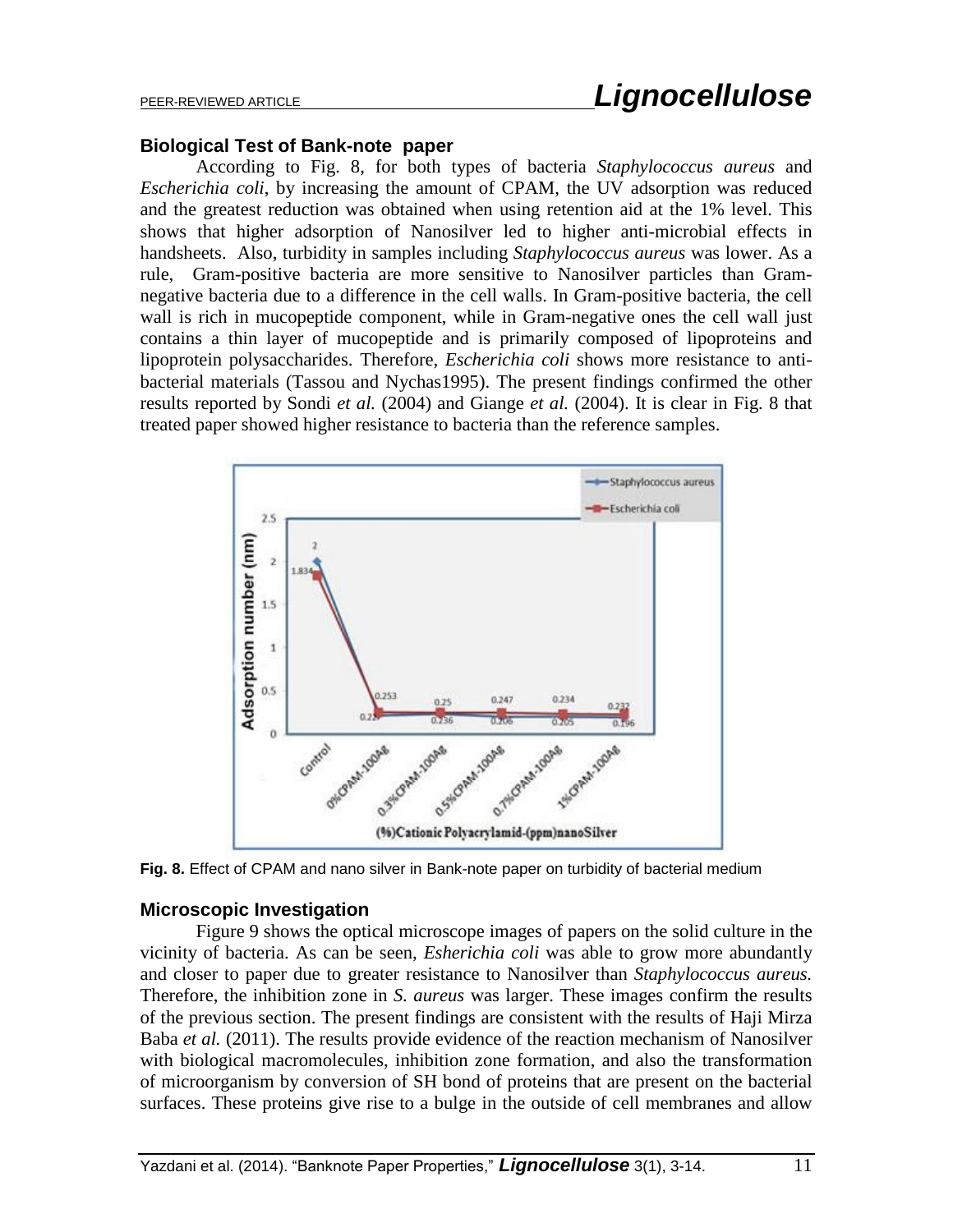## Biological Test of Bank-note paper

According to Fig. 8, for both types of bacteria *Staphylococcus aureus* and *Escherichia coli*, by increasing the amount of CPAM, the UV adsorption was reduced and the greatest reduction was obtained when using retention aid at the 1% level. This shows that higher adsorption of Nanosilver led to higher anti-microbial effects in handsheets. Also, turbidity in samples including *Staphylococcus aureus* was lower. As a rule, Gram-positive bacteria are more sensitive to Nanosilver particles than Gram-negative bacteria due to a difference in the cell walls. In Gram-positive bacteria, the cell wall is rich in mucopeptide component, while in Gram-negative ones the cell wall just contains a thin layer of mucopeptide and is primarily composed of lipoproteins and lipoprotein polysaccharides. Therefore, *Escherichia coli* shows more resistance to anti-bacterial materials (Tassou and Nychas1995). The present findings confirmed the other results reported by Sondi *et al.* (2004) and Giange *et al.* (2004). It is clear in Fig. 8 that treated paper showed higher resistance to bacteria than the reference samples.

**Fig. 8.** Effect of CPAM and nano silver in Bank-note paper on turbidity of bacterial medium

## Microscopic Investigation

Figure 9 shows the optical microscope images of papers on the solid culture in the vicinity of bacteria. As can be seen, *Esherichia coli* was able to grow more abundantly and closer to paper due to greater resistance to Nanosilver than *Staphylococcus aureus.* Therefore, the inhibition zone in *S. aureus* was larger. These images confirm the results of the previous section. The present findings are consistent with the results of Haji Mirza Baba *et al.* (2011). The results provide evidence of the reaction mechanism of Nanosilver with biological macromolecules, inhibition zone formation, and also the transformation of microorganism by conversion of SH bond of proteins that are present on the bacterial surfaces. These proteins give rise to a bulge in the outside of cell membranes and allow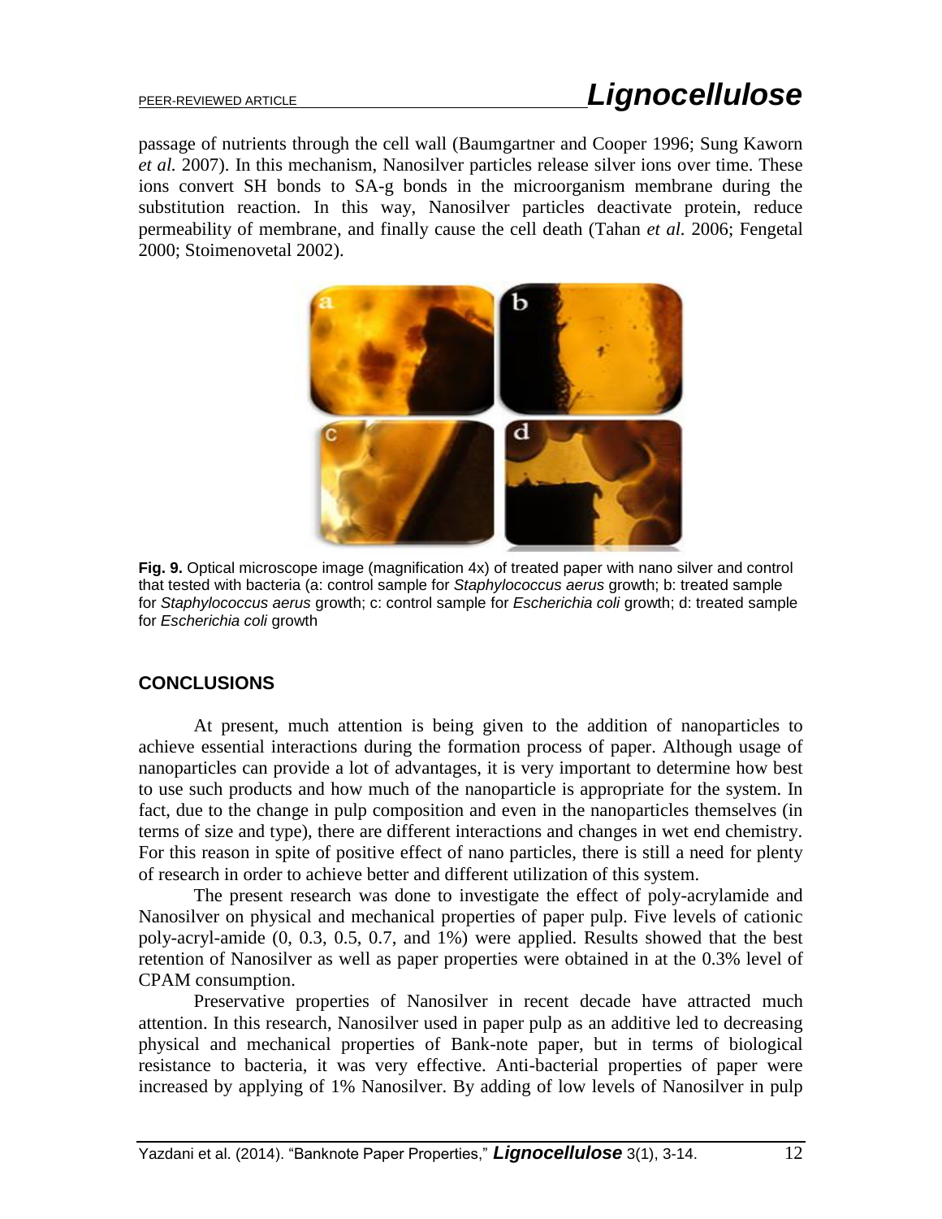passage of nutrients through the cell wall (Baumgartner and Cooper 1996; Sung Kaworn *et al.* 2007). In this mechanism, Nanosilver particles release silver ions over time. These ions convert SH bonds to SA-g bonds in the microorganism membrane during the substitution reaction. In this way, Nanosilver particles deactivate protein, reduce permeability of membrane, and finally cause the cell death (Tahan *et al.* 2006; Fengetal 2000; Stoimenovetal 2002).

**Fig. 9.** Optical microscope image (magnification 4x) of treated paper with nano silver and control that tested with bacteria (a: control sample for *Staphylococcus aerus* growth; b: treated sample for *Staphylococcus aerus* growth; c: control sample for *Escherichia coli* growth; d: treated sample for *Escherichia coli* growth

## CONCLUSIONS

At present, much attention is being given to the addition of nanoparticles to achieve essential interactions during the formation process of paper. Although usage of nanoparticles can provide a lot of advantages, it is very important to determine how best to use such products and how much of the nanoparticle is appropriate for the system. In fact, due to the change in pulp composition and even in the nanoparticles themselves (in terms of size and type), there are different interactions and changes in wet end chemistry. For this reason in spite of positive effect of nano particles, there is still a need for plenty of research in order to achieve better and different utilization of this system.

The present research was done to investigate the effect of poly-acrylamide and Nanosilver on physical and mechanical properties of paper pulp. Five levels of cationic poly-acryl-amide (0, 0.3, 0.5, 0.7, and 1%) were applied. Results showed that the best retention of Nanosilver as well as paper properties were obtained in at the 0.3% level of CPAM consumption.

Preservative properties of Nanosilver in recent decade have attracted much attention. In this research, Nanosilver used in paper pulp as an additive led to decreasing physical and mechanical properties of Bank-note paper, but in terms of biological resistance to bacteria, it was very effective. Anti-bacterial properties of paper were increased by applying of 1% Nanosilver. By adding of low levels of Nanosilver in pulp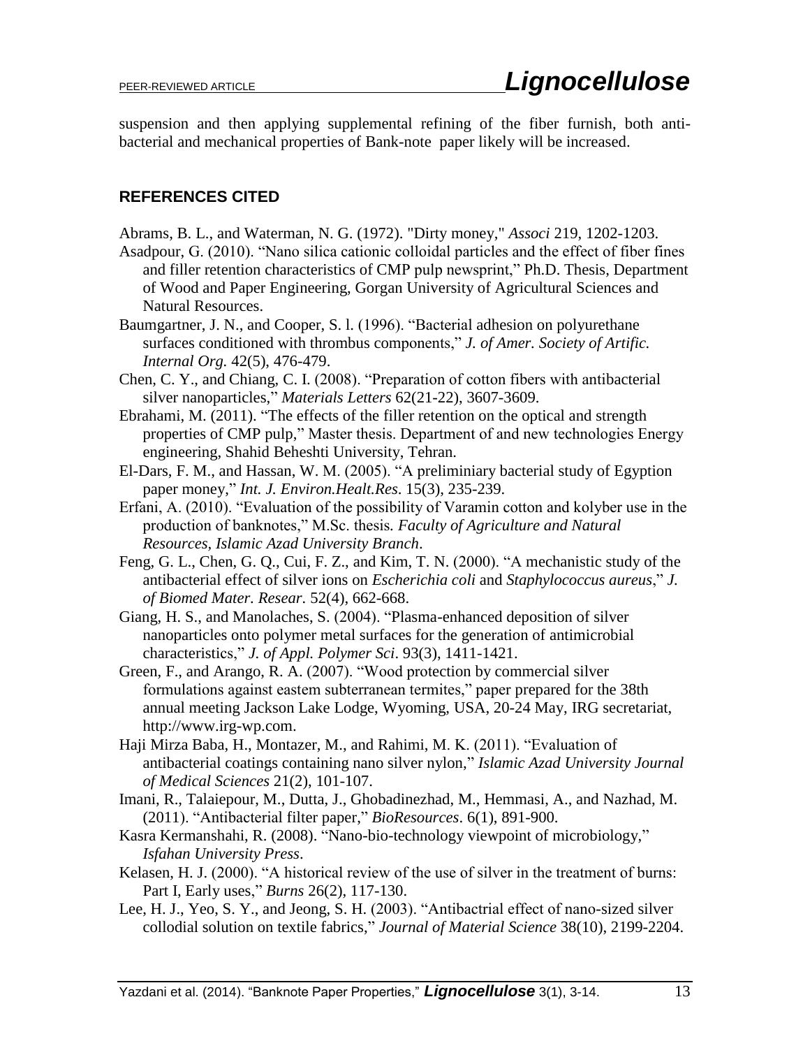suspension and then applying supplemental refining of the fiber furnish, both anti-bacterial and mechanical properties of Bank-note paper likely will be increased.

## REFERENCES CITED

Abrams, B. L., and Waterman, N. G. (1972). "Dirty money," *Associ* 219, 1202-1203.

Asadpour, G. (2010). "Nano silica cationic colloidal particles and the effect of fiber fines and filler retention characteristics of CMP pulp newsprint," Ph.D. Thesis, Department of Wood and Paper Engineering, Gorgan University of Agricultural Sciences and Natural Resources.

Baumgartner, J. N., and Cooper, S. l. (1996). "Bacterial adhesion on polyurethane surfaces conditioned with thrombus components," *J. of Amer. Society of Artific. Internal Org.* 42(5), 476-479.

Chen, C. Y., and Chiang, C. I. (2008). "Preparation of cotton fibers with antibacterial silver nanoparticles," *Materials Letters* 62(21-22), 3607-3609.

Ebrahami, M. (2011). "The effects of the filler retention on the optical and strength properties of CMP pulp," Master thesis. Department of and new technologies Energy engineering, Shahid Beheshti University, Tehran.

El-Dars, F. M., and Hassan, W. M. (2005). "A preliminiary bacterial study of Egyption paper money," *Int. J. Environ.Healt.Res*. 15(3), 235-239.

Erfani, A. (2010). "Evaluation of the possibility of Varamin cotton and kolyber use in the production of banknotes," M.Sc. thesis. *Faculty of Agriculture and Natural Resources, Islamic Azad University Branch*.

Feng, G. L., Chen, G. Q., Cui, F. Z., and Kim, T. N. (2000). "A mechanistic study of the antibacterial effect of silver ions on *Escherichia coli* and *Staphylococcus aureus*," *J. of Biomed Mater. Resear*. 52(4), 662-668.

Giang, H. S., and Manolaches, S. (2004). "Plasma-enhanced deposition of silver nanoparticles onto polymer metal surfaces for the generation of antimicrobial characteristics," *J. of Appl. Polymer Sci*. 93(3), 1411-1421.

Green, F., and Arango, R. A. (2007). "Wood protection by commercial silver formulations against eastem subterranean termites," paper prepared for the 38th annual meeting Jackson Lake Lodge, Wyoming, USA, 20-24 May, IRG secretariat, http://www.irg-wp.com.

Haji Mirza Baba, H., Montazer, M., and Rahimi, M. K. (2011). "Evaluation of antibacterial coatings containing nano silver nylon," *Islamic Azad University Journal of Medical Sciences* 21(2), 101-107.

Imani, R., Talaiepour, M., Dutta, J., Ghobadinezhad, M., Hemmasi, A., and Nazhad, M. (2011). "Antibacterial filter paper," *BioResources*. 6(1), 891-900.

Kasra Kermanshahi, R. (2008). "Nano-bio-technology viewpoint of microbiology," *Isfahan University Press*.

Kelasen, H. J. (2000). "A historical review of the use of silver in the treatment of burns: Part I, Early uses," *Burns* 26(2), 117-130.

Lee, H. J., Yeo, S. Y., and Jeong, S. H. (2003). "Antibactrial effect of nano-sized silver collodial solution on textile fabrics," *Journal of Material Science* 38(10), 2199-2204.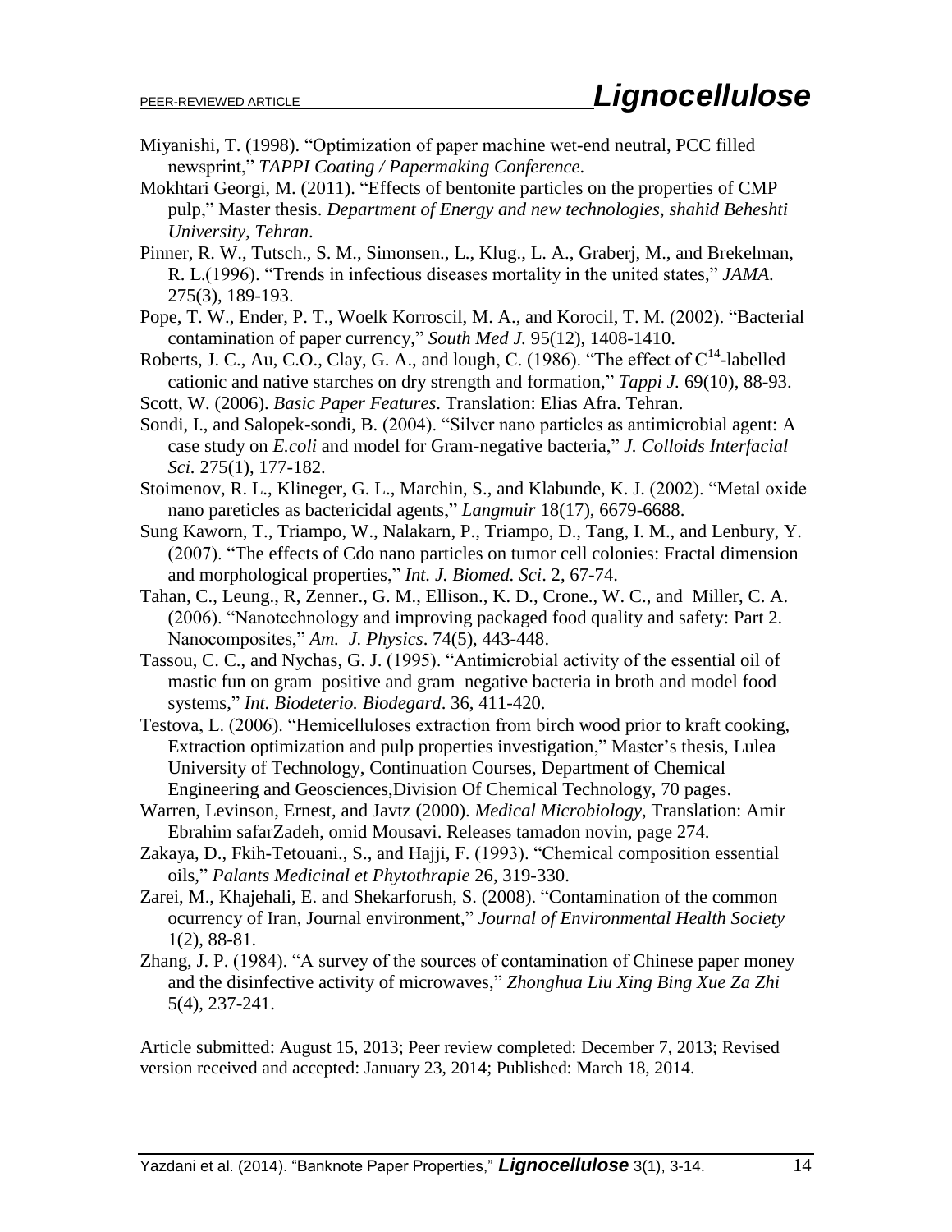Miyanishi, T. (1998). "Optimization of paper machine wet-end neutral, PCC filled newsprint," *TAPPI Coating / Papermaking Conference*.

Mokhtari Georgi, M. (2011). "Effects of bentonite particles on the properties of CMP pulp," Master thesis. *Department of Energy and new technologies, shahid Beheshti University, Tehran*.

Pinner, R. W., Tutsch., S. M., Simonsen., L., Klug., L. A., Graberj, M., and Brekelman, R. L.(1996). "Trends in infectious diseases mortality in the united states," *JAMA.* 275(3), 189-193.

Pope, T. W., Ender, P. T., Woelk Korroscil, M. A., and Korocil, T. M. (2002). "Bacterial contamination of paper currency," *South Med J.* 95(12), 1408-1410.

Roberts, J. C., Au, C.O., Clay, G. A., and lough, C. (1986). "The effect of $C^{14}$-labelled cationic and native starches on dry strength and formation," *Tappi J.* 69(10), 88-93.

Scott, W. (2006). *Basic Paper Features*. Translation: Elias Afra. Tehran.

Sondi, I., and Salopek-sondi, B. (2004). "Silver nano particles as antimicrobial agent: A case study on *E.coli* and model for Gram-negative bacteria," *J. Colloids Interfacial Sci.* 275(1), 177-182.

Stoimenov, R. L., Klineger, G. L., Marchin, S., and Klabunde, K. J. (2002). "Metal oxide nano pareticles as bactericidal agents," *Langmuir* 18(17), 6679-6688.

Sung Kaworn, T., Triampo, W., Nalakarn, P., Triampo, D., Tang, I. M., and Lenbury, Y. (2007). "The effects of Cdo nano particles on tumor cell colonies: Fractal dimension and morphological properties," *Int. J. Biomed. Sci*. 2, 67-74.

Tahan, C., Leung., R, Zenner., G. M., Ellison., K. D., Crone., W. C., and Miller, C. A. (2006). "Nanotechnology and improving packaged food quality and safety: Part 2. Nanocomposites," *Am. J. Physics*. 74(5), 443-448.

Tassou, C. C., and Nychas, G. J. (1995). "Antimicrobial activity of the essential oil of mastic fun on gram–positive and gram–negative bacteria in broth and model food systems," *Int. Biodeterio. Biodegard*. 36, 411-420.

Testova, L. (2006). "Hemicelluloses extraction from birch wood prior to kraft cooking, Extraction optimization and pulp properties investigation," Master's thesis, Lulea University of Technology, Continuation Courses, Department of Chemical Engineering and Geosciences,Division Of Chemical Technology, 70 pages.

Warren, Levinson, Ernest, and Javtz (2000). *Medical Microbiology*, Translation: Amir Ebrahim safarZadeh, omid Mousavi. Releases tamadon novin, page 274.

Zakaya, D., Fkih-Tetouani., S., and Hajji, F. (1993). "Chemical composition essential oils," *Palants Medicinal et Phytothrapie* 26, 319-330.

Zarei, M., Khajehali, E. and Shekarforush, S. (2008). "Contamination of the common ocurrency of Iran, Journal environment," *Journal of Environmental Health Society* 1(2), 88-81.

Zhang, J. P. (1984). "A survey of the sources of contamination of Chinese paper money and the disinfective activity of microwaves," *Zhonghua Liu Xing Bing Xue Za Zhi* 5(4), 237-241.

Article submitted: August 15, 2013; Peer review completed: December 7, 2013; Revised version received and accepted: January 23, 2014; Published: March 18, 2014.